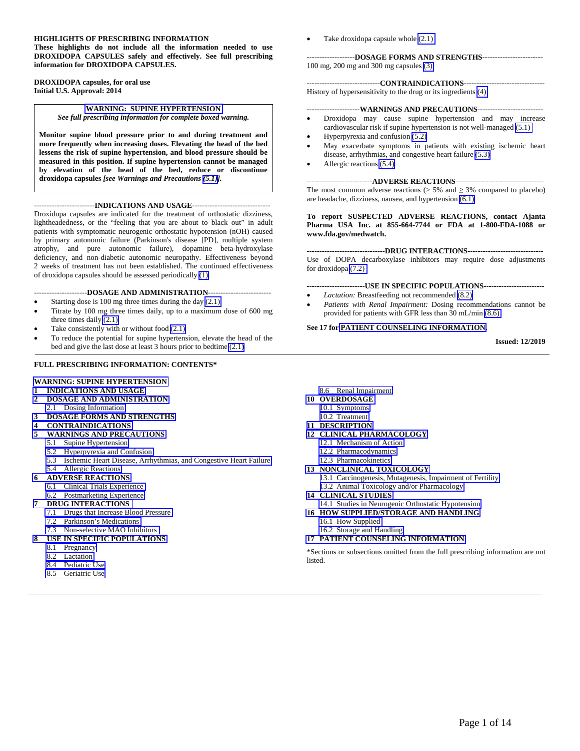**HIGHLIGHTS OF PRESCRIBING INFORMATION**
**These highlights do not include all the information needed to use DROXIDOPA CAPSULES safely and effectively. See full prescribing information for DROXIDOPA CAPSULES.**

**DROXIDOPA capsules, for oral use**
**Initial U.S. Approval: 2014**

> **WARNING: SUPINE HYPERTENSION**
> *See full prescribing information for complete boxed warning.*
>
> **Monitor supine blood pressure prior to and during treatment and more frequently when increasing doses. Elevating the head of the bed lessens the risk of supine hypertension, and blood pressure should be measured in this position. If supine hypertension cannot be managed by elevation of the head of the bed, reduce or discontinue droxidopa capsules *[see Warnings and Precautions (5.1)]*.**

**----------INDICATIONS AND USAGE----------**

Droxidopa capsules are indicated for the treatment of orthostatic dizziness, lightheadedness, or the "feeling that you are about to black out" in adult patients with symptomatic neurogenic orthostatic hypotension (nOH) caused by primary autonomic failure (Parkinson's disease [PD], multiple system atrophy, and pure autonomic failure), dopamine beta-hydroxylase deficiency, and non-diabetic autonomic neuropathy. Effectiveness beyond 2 weeks of treatment has not been established. The continued effectiveness of droxidopa capsules should be assessed periodically (1).

**----------DOSAGE AND ADMINISTRATION----------**

- Starting dose is 100 mg three times during the day (2.1)
- Titrate by 100 mg three times daily, up to a maximum dose of 600 mg three times daily (2.1)
- Take consistently with or without food (2.1)
- To reduce the potential for supine hypertension, elevate the head of the bed and give the last dose at least 3 hours prior to bedtime (2.1)
- Take droxidopa capsule whole (2.1)

**----------DOSAGE FORMS AND STRENGTHS----------**

100 mg, 200 mg and 300 mg capsules (3)

**----------CONTRAINDICATIONS----------**

History of hypersensitivity to the drug or its ingredients (4)

**----------WARNINGS AND PRECAUTIONS----------**

- Droxidopa may cause supine hypertension and may increase cardiovascular risk if supine hypertension is not well-managed (5.1)
- Hyperpyrexia and confusion (5.2)
- May exacerbate symptoms in patients with existing ischemic heart disease, arrhythmias, and congestive heart failure (5.3)
- Allergic reactions (5.4)

**----------ADVERSE REACTIONS----------**

The most common adverse reactions (> 5% and ≥ 3% compared to placebo) are headache, dizziness, nausea, and hypertension (6.1)

**To report SUSPECTED ADVERSE REACTIONS, contact Ajanta Pharma USA Inc. at 855-664-7744 or FDA at 1-800-FDA-1088 or www.fda.gov/medwatch.**

**----------DRUG INTERACTIONS----------**

Use of DOPA decarboxylase inhibitors may require dose adjustments for droxidopa (7.2)

**----------USE IN SPECIFIC POPULATIONS----------**

- *Lactation:* Breastfeeding not recommended (8.2)
- *Patients with Renal Impairment:* Dosing recommendations cannot be provided for patients with GFR less than 30 mL/min (8.6)

**See 17 for PATIENT COUNSELING INFORMATION**

**Issued: 12/2019**

---

**FULL PRESCRIBING INFORMATION: CONTENTS\***

**WARNING: SUPINE HYPERTENSION**
**1 INDICATIONS AND USAGE**
**2 DOSAGE AND ADMINISTRATION**
- 2.1 Dosing Information

**3 DOSAGE FORMS AND STRENGTHS**
**4 CONTRAINDICATIONS**
**5 WARNINGS AND PRECAUTIONS**
- 5.1 Supine Hypertension
- 5.2 Hyperpyrexia and Confusion
- 5.3 Ischemic Heart Disease, Arrhythmias, and Congestive Heart Failure
- 5.4 Allergic Reactions

**6 ADVERSE REACTIONS**
- 6.1 Clinical Trials Experience
- 6.2 Postmarketing Experience

**7 DRUG INTERACTIONS**
- 7.1 Drugs that Increase Blood Pressure
- 7.2 Parkinson's Medications
- 7.3 Non-selective MAO Inhibitors

**8 USE IN SPECIFIC POPULATIONS**
- 8.1 Pregnancy
- 8.2 Lactation
- 8.4 Pediatric Use
- 8.5 Geriatric Use
- 8.6 Renal Impairment

**10 OVERDOSAGE**
- 10.1 Symptoms
- 10.2 Treatment

**11 DESCRIPTION**
**12 CLINICAL PHARMACOLOGY**
- 12.1 Mechanism of Action
- 12.2 Pharmacodynamics
- 12.3 Pharmacokinetics

**13 NONCLINICAL TOXICOLOGY**
- 13.1 Carcinogenesis, Mutagenesis, Impairment of Fertility
- 13.2 Animal Toxicology and/or Pharmacology

**14 CLINICAL STUDIES**
- 14.1 Studies in Neurogenic Orthostatic Hypotension

**16 HOW SUPPLIED/STORAGE AND HANDLING**
- 16.1 How Supplied
- 16.2 Storage and Handling

**17 PATIENT COUNSELING INFORMATION**

\*Sections or subsections omitted from the full prescribing information are not listed.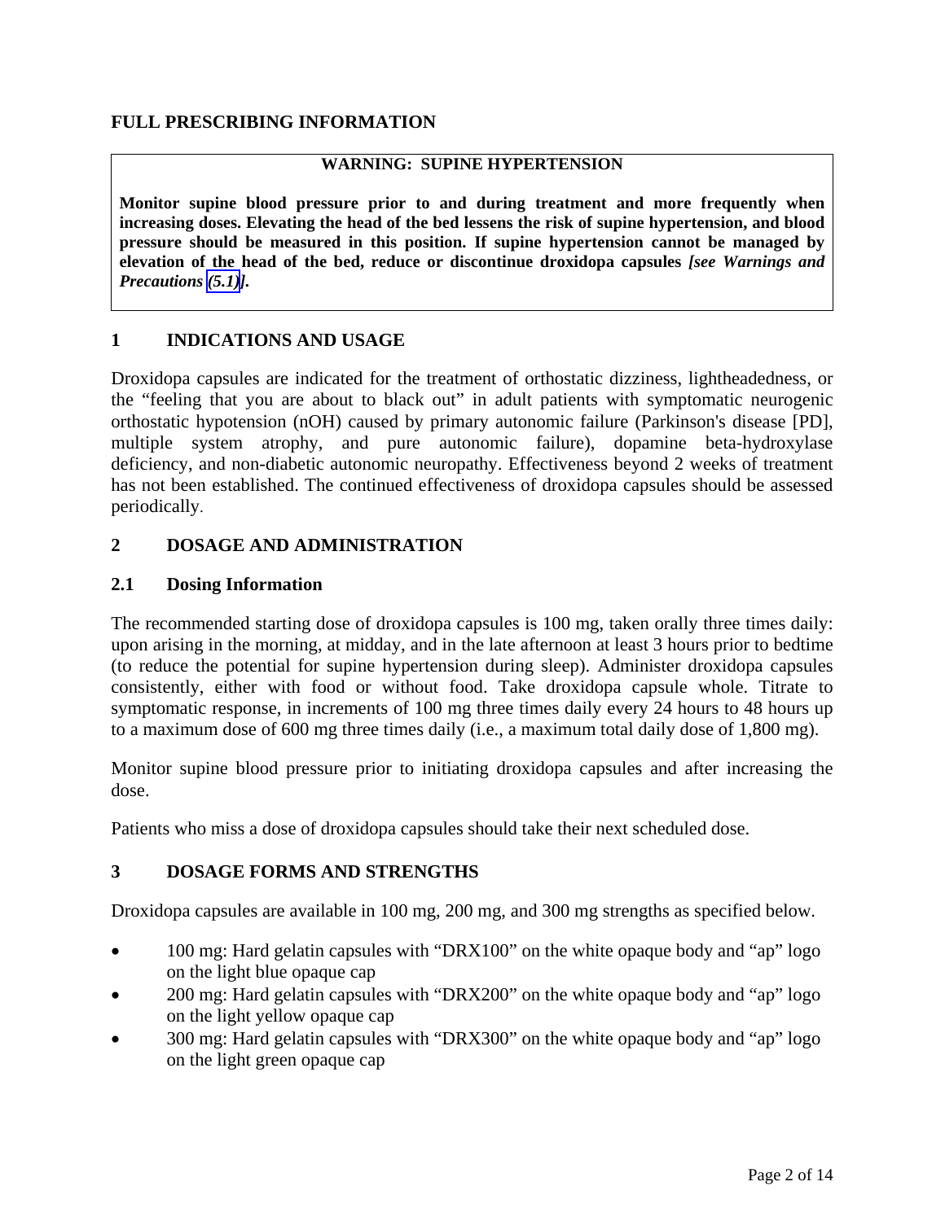# FULL PRESCRIBING INFORMATION

**WARNING: SUPINE HYPERTENSION**

**Monitor supine blood pressure prior to and during treatment and more frequently when increasing doses. Elevating the head of the bed lessens the risk of supine hypertension, and blood pressure should be measured in this position. If supine hypertension cannot be managed by elevation of the head of the bed, reduce or discontinue droxidopa capsules *[see Warnings and Precautions (5.1)]*.**

## 1 INDICATIONS AND USAGE

Droxidopa capsules are indicated for the treatment of orthostatic dizziness, lightheadedness, or the "feeling that you are about to black out" in adult patients with symptomatic neurogenic orthostatic hypotension (nOH) caused by primary autonomic failure (Parkinson's disease [PD], multiple system atrophy, and pure autonomic failure), dopamine beta-hydroxylase deficiency, and non-diabetic autonomic neuropathy. Effectiveness beyond 2 weeks of treatment has not been established. The continued effectiveness of droxidopa capsules should be assessed periodically.

## 2 DOSAGE AND ADMINISTRATION

### 2.1 Dosing Information

The recommended starting dose of droxidopa capsules is 100 mg, taken orally three times daily: upon arising in the morning, at midday, and in the late afternoon at least 3 hours prior to bedtime (to reduce the potential for supine hypertension during sleep). Administer droxidopa capsules consistently, either with food or without food. Take droxidopa capsule whole. Titrate to symptomatic response, in increments of 100 mg three times daily every 24 hours to 48 hours up to a maximum dose of 600 mg three times daily (i.e., a maximum total daily dose of 1,800 mg).

Monitor supine blood pressure prior to initiating droxidopa capsules and after increasing the dose.

Patients who miss a dose of droxidopa capsules should take their next scheduled dose.

## 3 DOSAGE FORMS AND STRENGTHS

Droxidopa capsules are available in 100 mg, 200 mg, and 300 mg strengths as specified below.

- 100 mg: Hard gelatin capsules with "DRX100" on the white opaque body and "ap" logo on the light blue opaque cap
- 200 mg: Hard gelatin capsules with "DRX200" on the white opaque body and "ap" logo on the light yellow opaque cap
- 300 mg: Hard gelatin capsules with "DRX300" on the white opaque body and "ap" logo on the light green opaque cap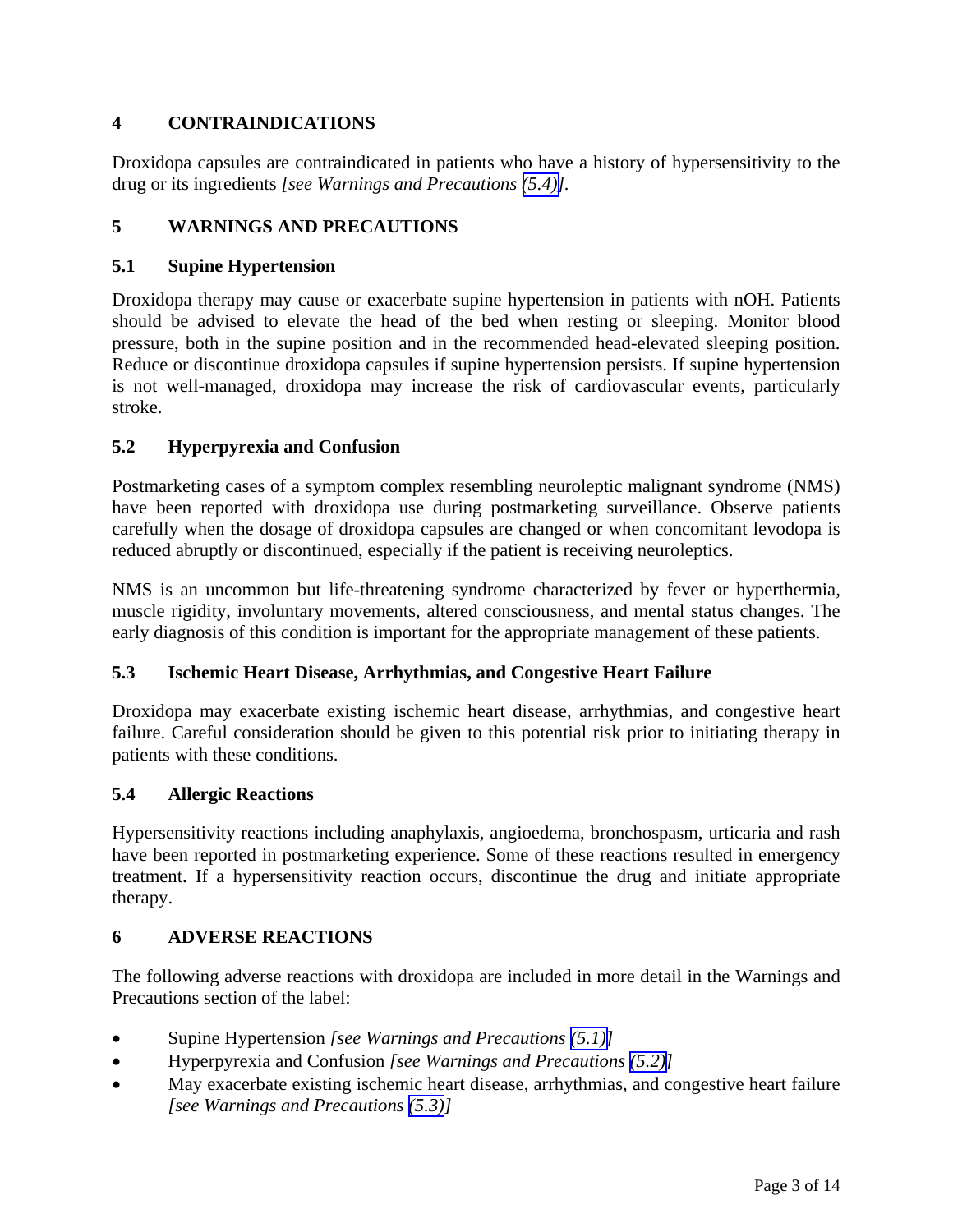## 4 CONTRAINDICATIONS

Droxidopa capsules are contraindicated in patients who have a history of hypersensitivity to the drug or its ingredients *[see Warnings and Precautions (5.4)]*.

## 5 WARNINGS AND PRECAUTIONS

### 5.1 Supine Hypertension

Droxidopa therapy may cause or exacerbate supine hypertension in patients with nOH. Patients should be advised to elevate the head of the bed when resting or sleeping. Monitor blood pressure, both in the supine position and in the recommended head-elevated sleeping position. Reduce or discontinue droxidopa capsules if supine hypertension persists. If supine hypertension is not well-managed, droxidopa may increase the risk of cardiovascular events, particularly stroke.

### 5.2 Hyperpyrexia and Confusion

Postmarketing cases of a symptom complex resembling neuroleptic malignant syndrome (NMS) have been reported with droxidopa use during postmarketing surveillance. Observe patients carefully when the dosage of droxidopa capsules are changed or when concomitant levodopa is reduced abruptly or discontinued, especially if the patient is receiving neuroleptics.

NMS is an uncommon but life-threatening syndrome characterized by fever or hyperthermia, muscle rigidity, involuntary movements, altered consciousness, and mental status changes. The early diagnosis of this condition is important for the appropriate management of these patients.

### 5.3 Ischemic Heart Disease, Arrhythmias, and Congestive Heart Failure

Droxidopa may exacerbate existing ischemic heart disease, arrhythmias, and congestive heart failure. Careful consideration should be given to this potential risk prior to initiating therapy in patients with these conditions.

### 5.4 Allergic Reactions

Hypersensitivity reactions including anaphylaxis, angioedema, bronchospasm, urticaria and rash have been reported in postmarketing experience. Some of these reactions resulted in emergency treatment. If a hypersensitivity reaction occurs, discontinue the drug and initiate appropriate therapy.

## 6 ADVERSE REACTIONS

The following adverse reactions with droxidopa are included in more detail in the Warnings and Precautions section of the label:

- Supine Hypertension *[see Warnings and Precautions (5.1)]*
- Hyperpyrexia and Confusion *[see Warnings and Precautions (5.2)]*
- May exacerbate existing ischemic heart disease, arrhythmias, and congestive heart failure *[see Warnings and Precautions (5.3)]*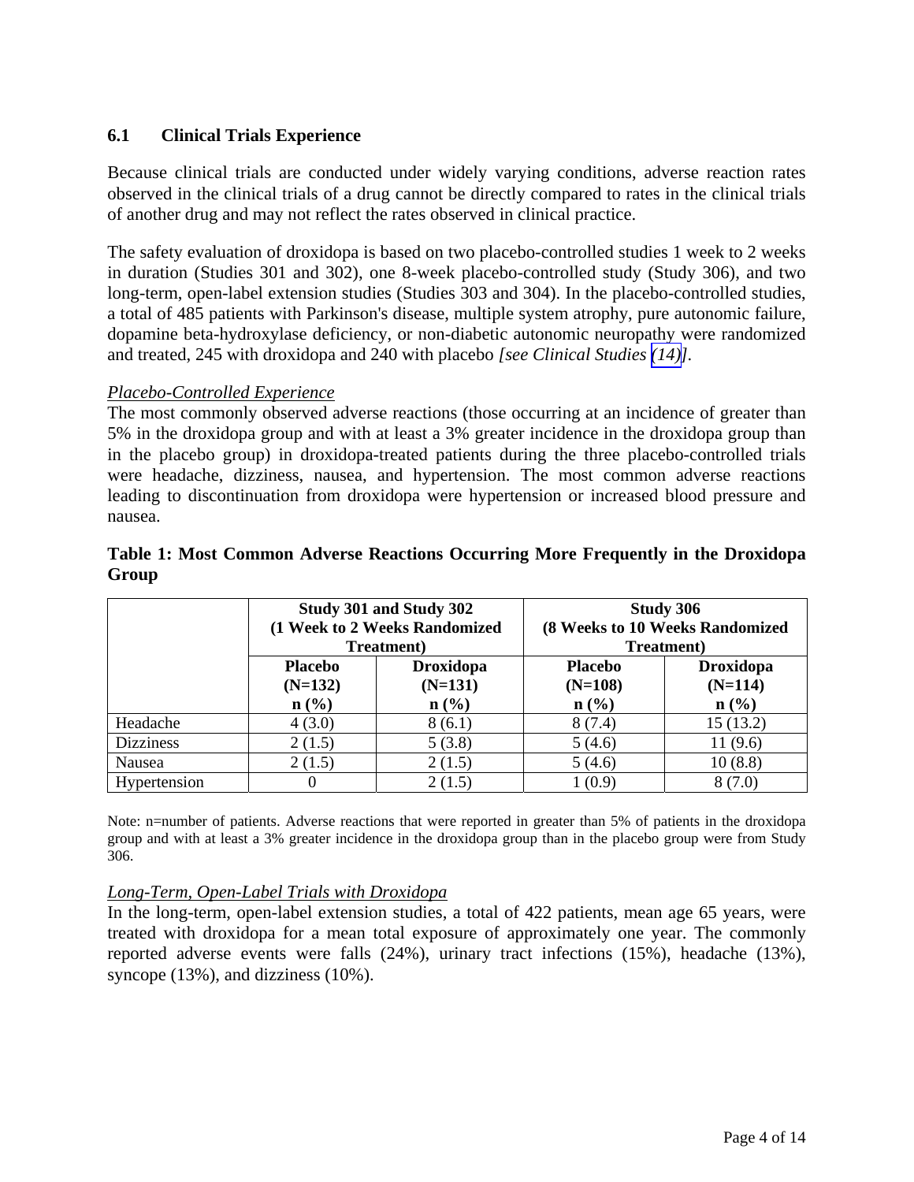## 6.1 Clinical Trials Experience

Because clinical trials are conducted under widely varying conditions, adverse reaction rates observed in the clinical trials of a drug cannot be directly compared to rates in the clinical trials of another drug and may not reflect the rates observed in clinical practice.

The safety evaluation of droxidopa is based on two placebo-controlled studies 1 week to 2 weeks in duration (Studies 301 and 302), one 8-week placebo-controlled study (Study 306), and two long-term, open-label extension studies (Studies 303 and 304). In the placebo-controlled studies, a total of 485 patients with Parkinson's disease, multiple system atrophy, pure autonomic failure, dopamine beta-hydroxylase deficiency, or non-diabetic autonomic neuropathy were randomized and treated, 245 with droxidopa and 240 with placebo *[see Clinical Studies (14)]*.

*Placebo-Controlled Experience*

The most commonly observed adverse reactions (those occurring at an incidence of greater than 5% in the droxidopa group and with at least a 3% greater incidence in the droxidopa group than in the placebo group) in droxidopa-treated patients during the three placebo-controlled trials were headache, dizziness, nausea, and hypertension. The most common adverse reactions leading to discontinuation from droxidopa were hypertension or increased blood pressure and nausea.

**Table 1: Most Common Adverse Reactions Occurring More Frequently in the Droxidopa Group**

| | **Study 301 and Study 302 (1 Week to 2 Weeks Randomized Treatment)** | | **Study 306 (8 Weeks to 10 Weeks Randomized Treatment)** | |
|---|---|---|---|---|
| | **Placebo (N=132) n (%)** | **Droxidopa (N=131) n (%)** | **Placebo (N=108) n (%)** | **Droxidopa (N=114) n (%)** |
| Headache | 4 (3.0) | 8 (6.1) | 8 (7.4) | 15 (13.2) |
| Dizziness | 2 (1.5) | 5 (3.8) | 5 (4.6) | 11 (9.6) |
| Nausea | 2 (1.5) | 2 (1.5) | 5 (4.6) | 10 (8.8) |
| Hypertension | 0 | 2 (1.5) | 1 (0.9) | 8 (7.0) |

Note: n=number of patients. Adverse reactions that were reported in greater than 5% of patients in the droxidopa group and with at least a 3% greater incidence in the droxidopa group than in the placebo group were from Study 306.

*Long-Term, Open-Label Trials with Droxidopa*

In the long-term, open-label extension studies, a total of 422 patients, mean age 65 years, were treated with droxidopa for a mean total exposure of approximately one year. The commonly reported adverse events were falls (24%), urinary tract infections (15%), headache (13%), syncope (13%), and dizziness (10%).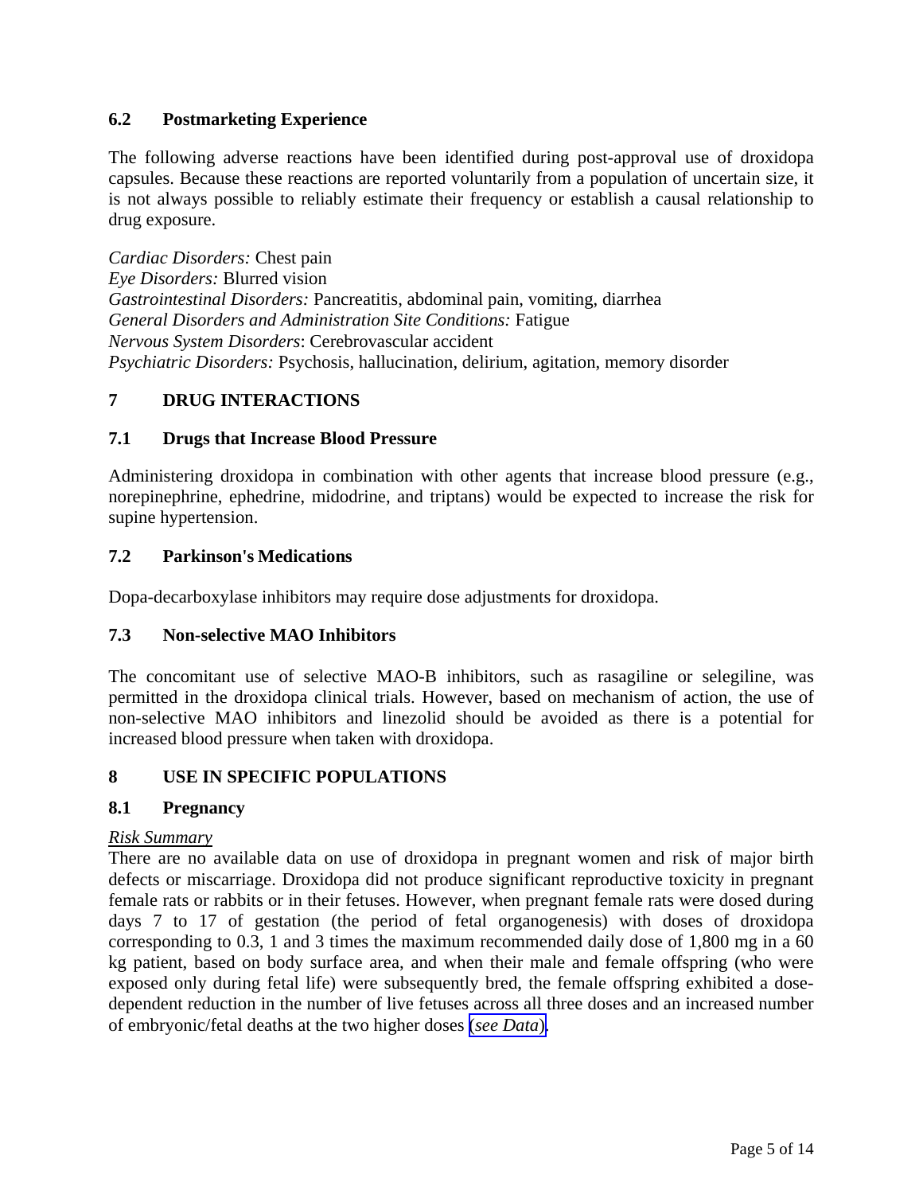### 6.2 Postmarketing Experience

The following adverse reactions have been identified during post-approval use of droxidopa capsules. Because these reactions are reported voluntarily from a population of uncertain size, it is not always possible to reliably estimate their frequency or establish a causal relationship to drug exposure.

*Cardiac Disorders:* Chest pain
*Eye Disorders:* Blurred vision
*Gastrointestinal Disorders:* Pancreatitis, abdominal pain, vomiting, diarrhea
*General Disorders and Administration Site Conditions:* Fatigue
*Nervous System Disorders*: Cerebrovascular accident
*Psychiatric Disorders:* Psychosis, hallucination, delirium, agitation, memory disorder

## 7 DRUG INTERACTIONS

### 7.1 Drugs that Increase Blood Pressure

Administering droxidopa in combination with other agents that increase blood pressure (e.g., norepinephrine, ephedrine, midodrine, and triptans) would be expected to increase the risk for supine hypertension.

### 7.2 Parkinson's Medications

Dopa-decarboxylase inhibitors may require dose adjustments for droxidopa.

### 7.3 Non-selective MAO Inhibitors

The concomitant use of selective MAO-B inhibitors, such as rasagiline or selegiline, was permitted in the droxidopa clinical trials. However, based on mechanism of action, the use of non-selective MAO inhibitors and linezolid should be avoided as there is a potential for increased blood pressure when taken with droxidopa.

## 8 USE IN SPECIFIC POPULATIONS

### 8.1 Pregnancy

<u>*Risk Summary*</u>
There are no available data on use of droxidopa in pregnant women and risk of major birth defects or miscarriage. Droxidopa did not produce significant reproductive toxicity in pregnant female rats or rabbits or in their fetuses. However, when pregnant female rats were dosed during days 7 to 17 of gestation (the period of fetal organogenesis) with doses of droxidopa corresponding to 0.3, 1 and 3 times the maximum recommended daily dose of 1,800 mg in a 60 kg patient, based on body surface area, and when their male and female offspring (who were exposed only during fetal life) were subsequently bred, the female offspring exhibited a dose-dependent reduction in the number of live fetuses across all three doses and an increased number of embryonic/fetal deaths at the two higher doses (*see Data*).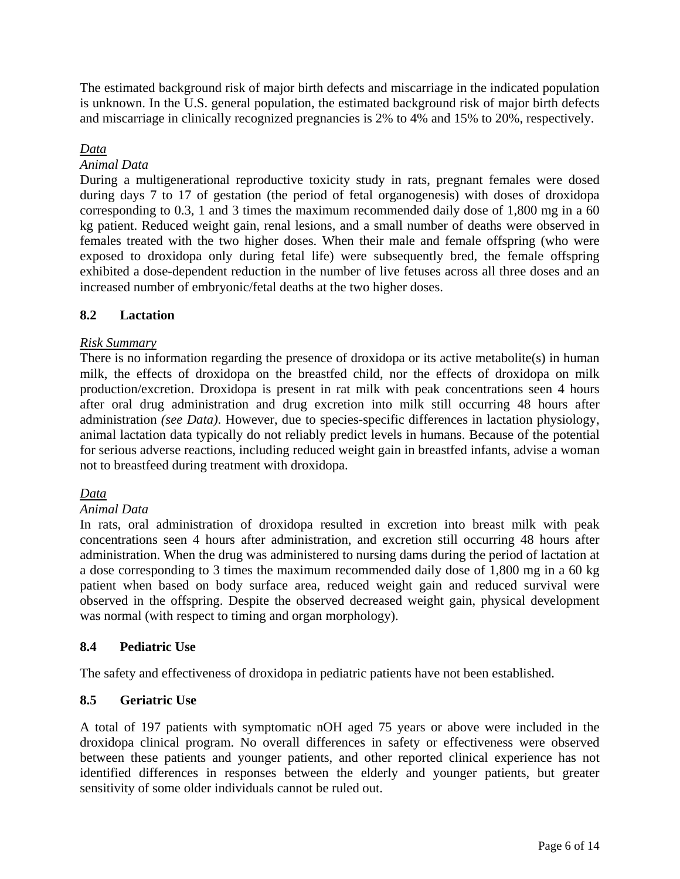The estimated background risk of major birth defects and miscarriage in the indicated population is unknown. In the U.S. general population, the estimated background risk of major birth defects and miscarriage in clinically recognized pregnancies is 2% to 4% and 15% to 20%, respectively.

<u>*Data*</u>

*Animal Data*

During a multigenerational reproductive toxicity study in rats, pregnant females were dosed during days 7 to 17 of gestation (the period of fetal organogenesis) with doses of droxidopa corresponding to 0.3, 1 and 3 times the maximum recommended daily dose of 1,800 mg in a 60 kg patient. Reduced weight gain, renal lesions, and a small number of deaths were observed in females treated with the two higher doses. When their male and female offspring (who were exposed to droxidopa only during fetal life) were subsequently bred, the female offspring exhibited a dose-dependent reduction in the number of live fetuses across all three doses and an increased number of embryonic/fetal deaths at the two higher doses.

## 8.2 Lactation

<u>*Risk Summary*</u>

There is no information regarding the presence of droxidopa or its active metabolite(s) in human milk, the effects of droxidopa on the breastfed child, nor the effects of droxidopa on milk production/excretion. Droxidopa is present in rat milk with peak concentrations seen 4 hours after oral drug administration and drug excretion into milk still occurring 48 hours after administration *(see Data)*. However, due to species-specific differences in lactation physiology, animal lactation data typically do not reliably predict levels in humans. Because of the potential for serious adverse reactions, including reduced weight gain in breastfed infants, advise a woman not to breastfeed during treatment with droxidopa.

<u>*Data*</u>

*Animal Data*

In rats, oral administration of droxidopa resulted in excretion into breast milk with peak concentrations seen 4 hours after administration, and excretion still occurring 48 hours after administration. When the drug was administered to nursing dams during the period of lactation at a dose corresponding to 3 times the maximum recommended daily dose of 1,800 mg in a 60 kg patient when based on body surface area, reduced weight gain and reduced survival were observed in the offspring. Despite the observed decreased weight gain, physical development was normal (with respect to timing and organ morphology).

## 8.4 Pediatric Use

The safety and effectiveness of droxidopa in pediatric patients have not been established.

## 8.5 Geriatric Use

A total of 197 patients with symptomatic nOH aged 75 years or above were included in the droxidopa clinical program. No overall differences in safety or effectiveness were observed between these patients and younger patients, and other reported clinical experience has not identified differences in responses between the elderly and younger patients, but greater sensitivity of some older individuals cannot be ruled out.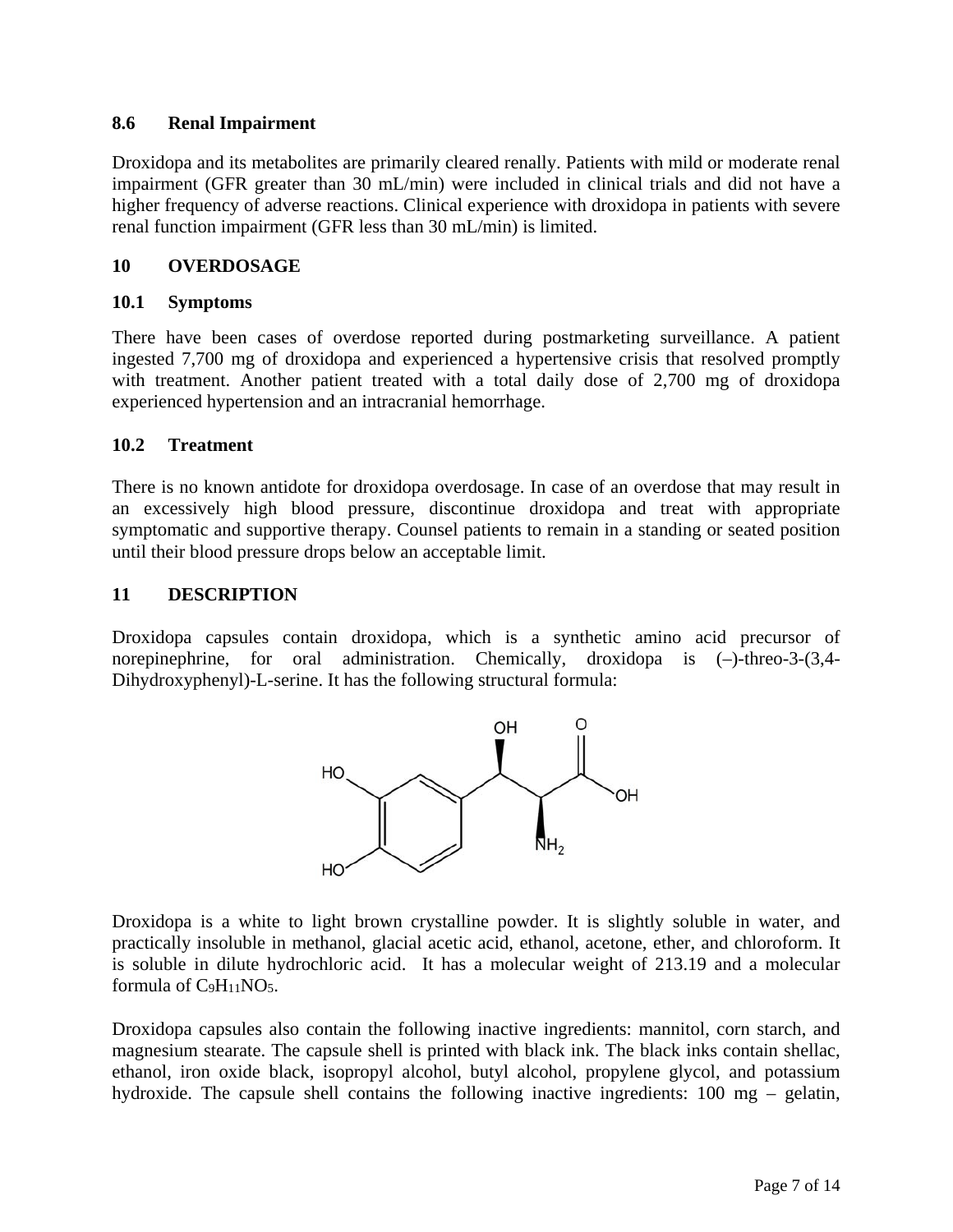### 8.6 Renal Impairment

Droxidopa and its metabolites are primarily cleared renally. Patients with mild or moderate renal impairment (GFR greater than 30 mL/min) were included in clinical trials and did not have a higher frequency of adverse reactions. Clinical experience with droxidopa in patients with severe renal function impairment (GFR less than 30 mL/min) is limited.

## 10 OVERDOSAGE

### 10.1 Symptoms

There have been cases of overdose reported during postmarketing surveillance. A patient ingested 7,700 mg of droxidopa and experienced a hypertensive crisis that resolved promptly with treatment. Another patient treated with a total daily dose of 2,700 mg of droxidopa experienced hypertension and an intracranial hemorrhage.

### 10.2 Treatment

There is no known antidote for droxidopa overdosage. In case of an overdose that may result in an excessively high blood pressure, discontinue droxidopa and treat with appropriate symptomatic and supportive therapy. Counsel patients to remain in a standing or seated position until their blood pressure drops below an acceptable limit.

## 11 DESCRIPTION

Droxidopa capsules contain droxidopa, which is a synthetic amino acid precursor of norepinephrine, for oral administration. Chemically, droxidopa is (–)-threo-3-(3,4-Dihydroxyphenyl)-L-serine. It has the following structural formula:

Droxidopa is a white to light brown crystalline powder. It is slightly soluble in water, and practically insoluble in methanol, glacial acetic acid, ethanol, acetone, ether, and chloroform. It is soluble in dilute hydrochloric acid. It has a molecular weight of 213.19 and a molecular formula of $C_9H_{11}NO_5$.

Droxidopa capsules also contain the following inactive ingredients: mannitol, corn starch, and magnesium stearate. The capsule shell is printed with black ink. The black inks contain shellac, ethanol, iron oxide black, isopropyl alcohol, butyl alcohol, propylene glycol, and potassium hydroxide. The capsule shell contains the following inactive ingredients: 100 mg – gelatin,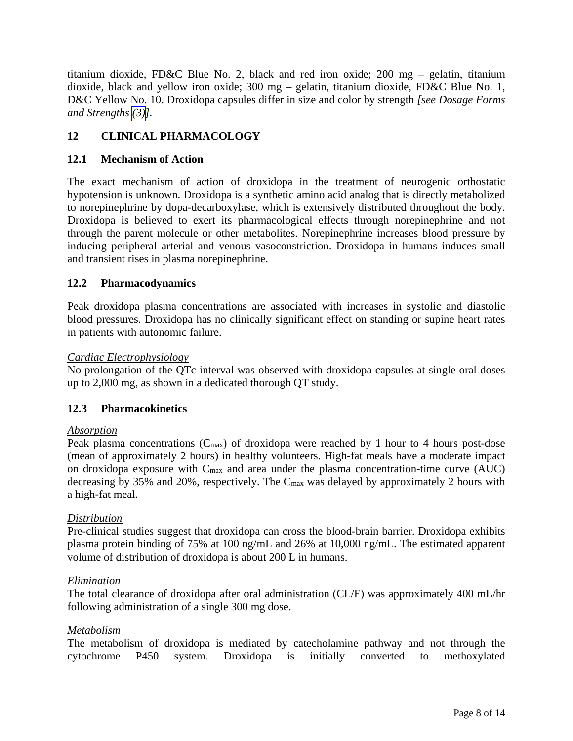titanium dioxide, FD&C Blue No. 2, black and red iron oxide; 200 mg – gelatin, titanium dioxide, black and yellow iron oxide; 300 mg – gelatin, titanium dioxide, FD&C Blue No. 1, D&C Yellow No. 10. Droxidopa capsules differ in size and color by strength *[see Dosage Forms and Strengths (3)]*.

## 12 CLINICAL PHARMACOLOGY

### 12.1 Mechanism of Action

The exact mechanism of action of droxidopa in the treatment of neurogenic orthostatic hypotension is unknown. Droxidopa is a synthetic amino acid analog that is directly metabolized to norepinephrine by dopa-decarboxylase, which is extensively distributed throughout the body. Droxidopa is believed to exert its pharmacological effects through norepinephrine and not through the parent molecule or other metabolites. Norepinephrine increases blood pressure by inducing peripheral arterial and venous vasoconstriction. Droxidopa in humans induces small and transient rises in plasma norepinephrine.

### 12.2 Pharmacodynamics

Peak droxidopa plasma concentrations are associated with increases in systolic and diastolic blood pressures. Droxidopa has no clinically significant effect on standing or supine heart rates in patients with autonomic failure.

*Cardiac Electrophysiology*

No prolongation of the QTc interval was observed with droxidopa capsules at single oral doses up to 2,000 mg, as shown in a dedicated thorough QT study.

### 12.3 Pharmacokinetics

*Absorption*

Peak plasma concentrations ($C_{max}$) of droxidopa were reached by 1 hour to 4 hours post-dose (mean of approximately 2 hours) in healthy volunteers. High-fat meals have a moderate impact on droxidopa exposure with $C_{max}$ and area under the plasma concentration-time curve (AUC) decreasing by 35% and 20%, respectively. The $C_{max}$ was delayed by approximately 2 hours with a high-fat meal.

*Distribution*

Pre-clinical studies suggest that droxidopa can cross the blood-brain barrier. Droxidopa exhibits plasma protein binding of 75% at 100 ng/mL and 26% at 10,000 ng/mL. The estimated apparent volume of distribution of droxidopa is about 200 L in humans.

*Elimination*

The total clearance of droxidopa after oral administration (CL/F) was approximately 400 mL/hr following administration of a single 300 mg dose.

*Metabolism*

The metabolism of droxidopa is mediated by catecholamine pathway and not through the cytochrome P450 system. Droxidopa is initially converted to methoxylated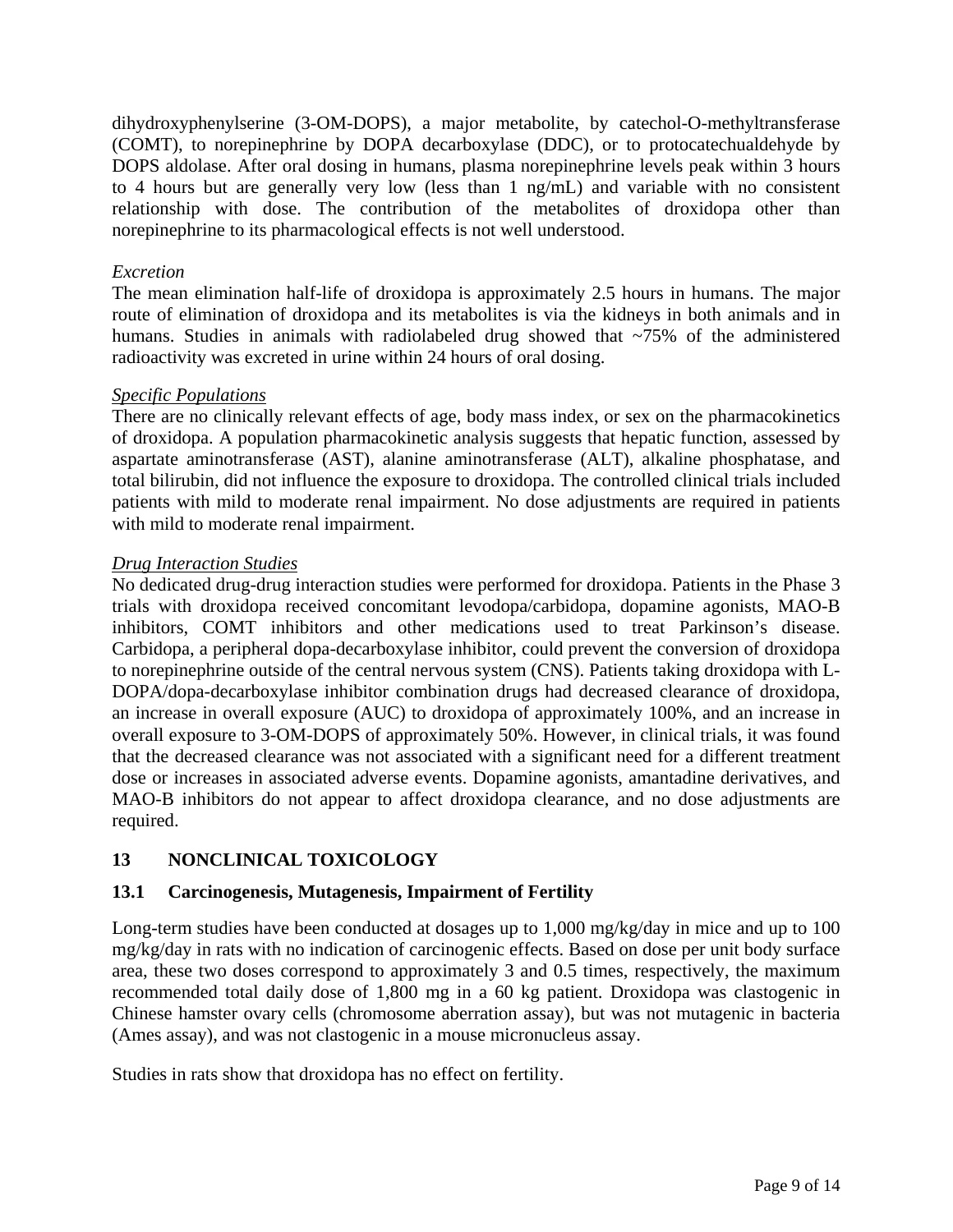dihydroxyphenylserine (3-OM-DOPS), a major metabolite, by catechol-O-methyltransferase (COMT), to norepinephrine by DOPA decarboxylase (DDC), or to protocatechualdehyde by DOPS aldolase. After oral dosing in humans, plasma norepinephrine levels peak within 3 hours to 4 hours but are generally very low (less than 1 ng/mL) and variable with no consistent relationship with dose. The contribution of the metabolites of droxidopa other than norepinephrine to its pharmacological effects is not well understood.

*Excretion*

The mean elimination half-life of droxidopa is approximately 2.5 hours in humans. The major route of elimination of droxidopa and its metabolites is via the kidneys in both animals and in humans. Studies in animals with radiolabeled drug showed that ~75% of the administered radioactivity was excreted in urine within 24 hours of oral dosing.

*Specific Populations*

There are no clinically relevant effects of age, body mass index, or sex on the pharmacokinetics of droxidopa. A population pharmacokinetic analysis suggests that hepatic function, assessed by aspartate aminotransferase (AST), alanine aminotransferase (ALT), alkaline phosphatase, and total bilirubin, did not influence the exposure to droxidopa. The controlled clinical trials included patients with mild to moderate renal impairment. No dose adjustments are required in patients with mild to moderate renal impairment.

*Drug Interaction Studies*

No dedicated drug-drug interaction studies were performed for droxidopa. Patients in the Phase 3 trials with droxidopa received concomitant levodopa/carbidopa, dopamine agonists, MAO-B inhibitors, COMT inhibitors and other medications used to treat Parkinson's disease. Carbidopa, a peripheral dopa-decarboxylase inhibitor, could prevent the conversion of droxidopa to norepinephrine outside of the central nervous system (CNS). Patients taking droxidopa with L-DOPA/dopa-decarboxylase inhibitor combination drugs had decreased clearance of droxidopa, an increase in overall exposure (AUC) to droxidopa of approximately 100%, and an increase in overall exposure to 3-OM-DOPS of approximately 50%. However, in clinical trials, it was found that the decreased clearance was not associated with a significant need for a different treatment dose or increases in associated adverse events. Dopamine agonists, amantadine derivatives, and MAO-B inhibitors do not appear to affect droxidopa clearance, and no dose adjustments are required.

## 13 NONCLINICAL TOXICOLOGY

### 13.1 Carcinogenesis, Mutagenesis, Impairment of Fertility

Long-term studies have been conducted at dosages up to 1,000 mg/kg/day in mice and up to 100 mg/kg/day in rats with no indication of carcinogenic effects. Based on dose per unit body surface area, these two doses correspond to approximately 3 and 0.5 times, respectively, the maximum recommended total daily dose of 1,800 mg in a 60 kg patient. Droxidopa was clastogenic in Chinese hamster ovary cells (chromosome aberration assay), but was not mutagenic in bacteria (Ames assay), and was not clastogenic in a mouse micronucleus assay.

Studies in rats show that droxidopa has no effect on fertility.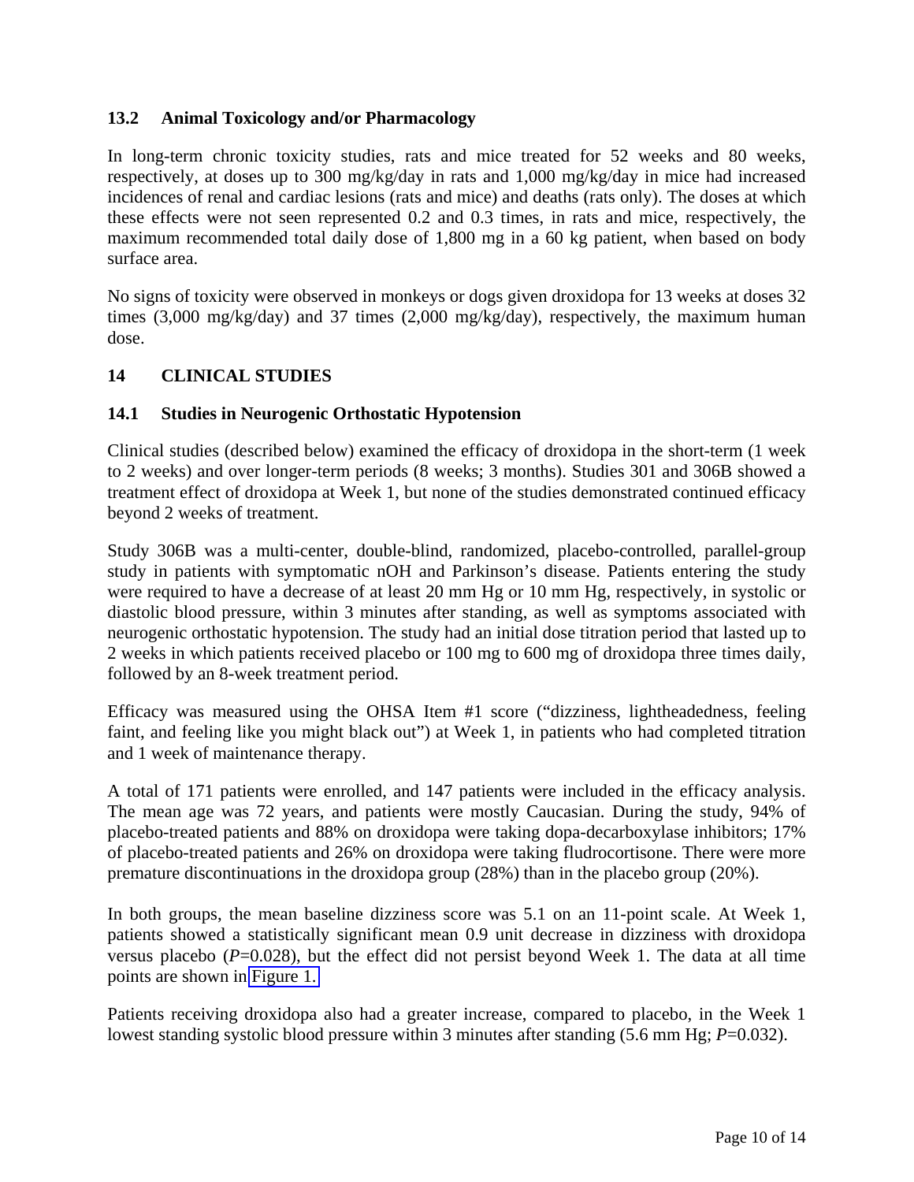### 13.2 Animal Toxicology and/or Pharmacology

In long-term chronic toxicity studies, rats and mice treated for 52 weeks and 80 weeks, respectively, at doses up to 300 mg/kg/day in rats and 1,000 mg/kg/day in mice had increased incidences of renal and cardiac lesions (rats and mice) and deaths (rats only). The doses at which these effects were not seen represented 0.2 and 0.3 times, in rats and mice, respectively, the maximum recommended total daily dose of 1,800 mg in a 60 kg patient, when based on body surface area.

No signs of toxicity were observed in monkeys or dogs given droxidopa for 13 weeks at doses 32 times (3,000 mg/kg/day) and 37 times (2,000 mg/kg/day), respectively, the maximum human dose.

## 14 CLINICAL STUDIES

### 14.1 Studies in Neurogenic Orthostatic Hypotension

Clinical studies (described below) examined the efficacy of droxidopa in the short-term (1 week to 2 weeks) and over longer-term periods (8 weeks; 3 months). Studies 301 and 306B showed a treatment effect of droxidopa at Week 1, but none of the studies demonstrated continued efficacy beyond 2 weeks of treatment.

Study 306B was a multi-center, double-blind, randomized, placebo-controlled, parallel-group study in patients with symptomatic nOH and Parkinson's disease. Patients entering the study were required to have a decrease of at least 20 mm Hg or 10 mm Hg, respectively, in systolic or diastolic blood pressure, within 3 minutes after standing, as well as symptoms associated with neurogenic orthostatic hypotension. The study had an initial dose titration period that lasted up to 2 weeks in which patients received placebo or 100 mg to 600 mg of droxidopa three times daily, followed by an 8-week treatment period.

Efficacy was measured using the OHSA Item #1 score ("dizziness, lightheadedness, feeling faint, and feeling like you might black out") at Week 1, in patients who had completed titration and 1 week of maintenance therapy.

A total of 171 patients were enrolled, and 147 patients were included in the efficacy analysis. The mean age was 72 years, and patients were mostly Caucasian. During the study, 94% of placebo-treated patients and 88% on droxidopa were taking dopa-decarboxylase inhibitors; 17% of placebo-treated patients and 26% on droxidopa were taking fludrocortisone. There were more premature discontinuations in the droxidopa group (28%) than in the placebo group (20%).

In both groups, the mean baseline dizziness score was 5.1 on an 11-point scale. At Week 1, patients showed a statistically significant mean 0.9 unit decrease in dizziness with droxidopa versus placebo ($P$=0.028), but the effect did not persist beyond Week 1. The data at all time points are shown in Figure 1.

Patients receiving droxidopa also had a greater increase, compared to placebo, in the Week 1 lowest standing systolic blood pressure within 3 minutes after standing (5.6 mm Hg; $P$=0.032).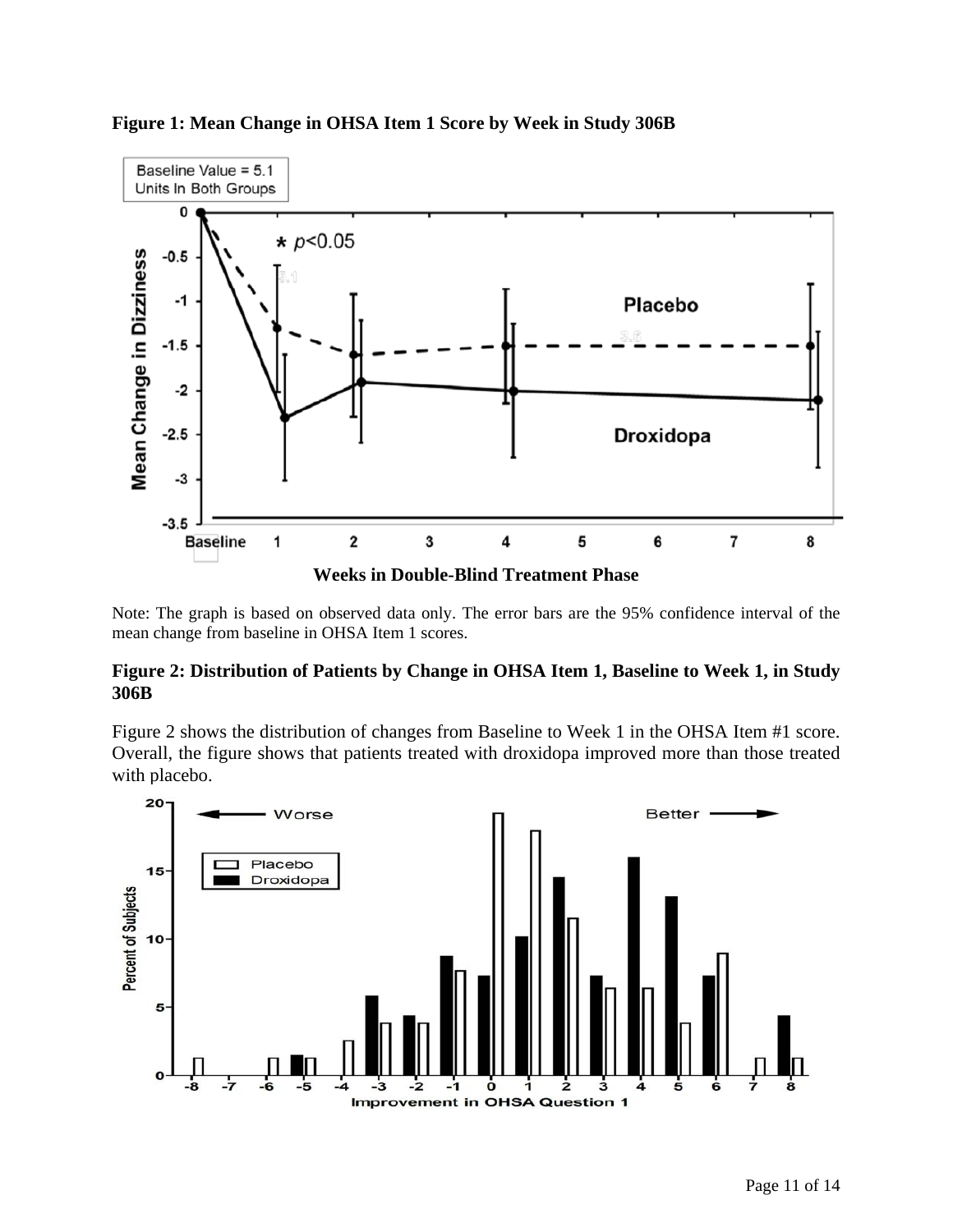**Figure 1: Mean Change in OHSA Item 1 Score by Week in Study 306B**

**Weeks in Double-Blind Treatment Phase**

Note: The graph is based on observed data only. The error bars are the 95% confidence interval of the mean change from baseline in OHSA Item 1 scores.

**Figure 2: Distribution of Patients by Change in OHSA Item 1, Baseline to Week 1, in Study 306B**

Figure 2 shows the distribution of changes from Baseline to Week 1 in the OHSA Item #1 score. Overall, the figure shows that patients treated with droxidopa improved more than those treated with placebo.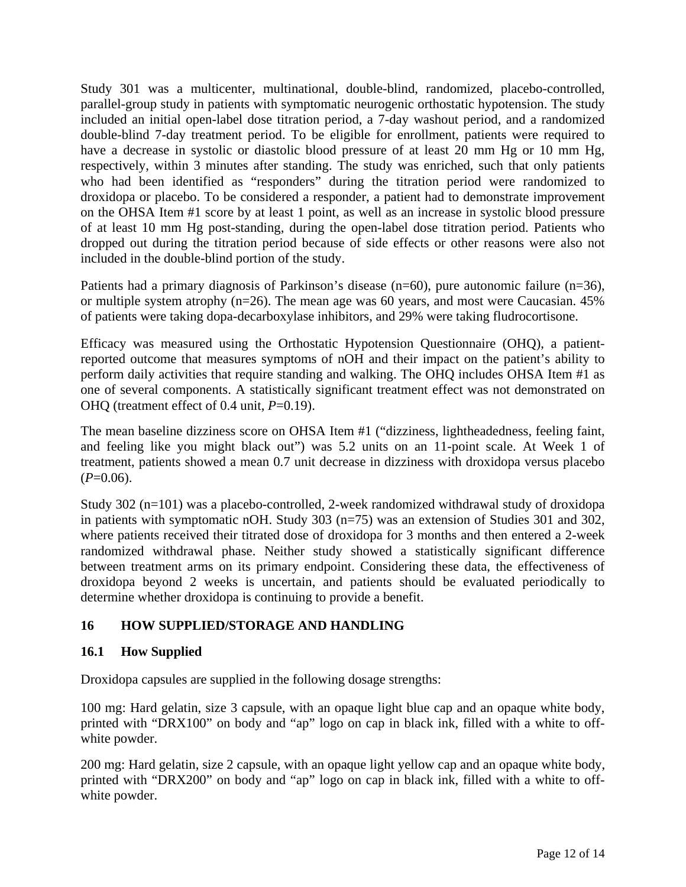Study 301 was a multicenter, multinational, double-blind, randomized, placebo-controlled, parallel-group study in patients with symptomatic neurogenic orthostatic hypotension. The study included an initial open-label dose titration period, a 7-day washout period, and a randomized double-blind 7-day treatment period. To be eligible for enrollment, patients were required to have a decrease in systolic or diastolic blood pressure of at least 20 mm Hg or 10 mm Hg, respectively, within 3 minutes after standing. The study was enriched, such that only patients who had been identified as "responders" during the titration period were randomized to droxidopa or placebo. To be considered a responder, a patient had to demonstrate improvement on the OHSA Item #1 score by at least 1 point, as well as an increase in systolic blood pressure of at least 10 mm Hg post-standing, during the open-label dose titration period. Patients who dropped out during the titration period because of side effects or other reasons were also not included in the double-blind portion of the study.

Patients had a primary diagnosis of Parkinson's disease (n=60), pure autonomic failure (n=36), or multiple system atrophy (n=26). The mean age was 60 years, and most were Caucasian. 45% of patients were taking dopa-decarboxylase inhibitors, and 29% were taking fludrocortisone.

Efficacy was measured using the Orthostatic Hypotension Questionnaire (OHQ), a patient-reported outcome that measures symptoms of nOH and their impact on the patient's ability to perform daily activities that require standing and walking. The OHQ includes OHSA Item #1 as one of several components. A statistically significant treatment effect was not demonstrated on OHQ (treatment effect of 0.4 unit, *P*=0.19).

The mean baseline dizziness score on OHSA Item #1 ("dizziness, lightheadedness, feeling faint, and feeling like you might black out") was 5.2 units on an 11-point scale. At Week 1 of treatment, patients showed a mean 0.7 unit decrease in dizziness with droxidopa versus placebo (*P*=0.06).

Study 302 (n=101) was a placebo-controlled, 2-week randomized withdrawal study of droxidopa in patients with symptomatic nOH. Study 303 (n=75) was an extension of Studies 301 and 302, where patients received their titrated dose of droxidopa for 3 months and then entered a 2-week randomized withdrawal phase. Neither study showed a statistically significant difference between treatment arms on its primary endpoint. Considering these data, the effectiveness of droxidopa beyond 2 weeks is uncertain, and patients should be evaluated periodically to determine whether droxidopa is continuing to provide a benefit.

## 16 HOW SUPPLIED/STORAGE AND HANDLING

### 16.1 How Supplied

Droxidopa capsules are supplied in the following dosage strengths:

100 mg: Hard gelatin, size 3 capsule, with an opaque light blue cap and an opaque white body, printed with "DRX100" on body and "ap" logo on cap in black ink, filled with a white to off-white powder.

200 mg: Hard gelatin, size 2 capsule, with an opaque light yellow cap and an opaque white body, printed with "DRX200" on body and "ap" logo on cap in black ink, filled with a white to off-white powder.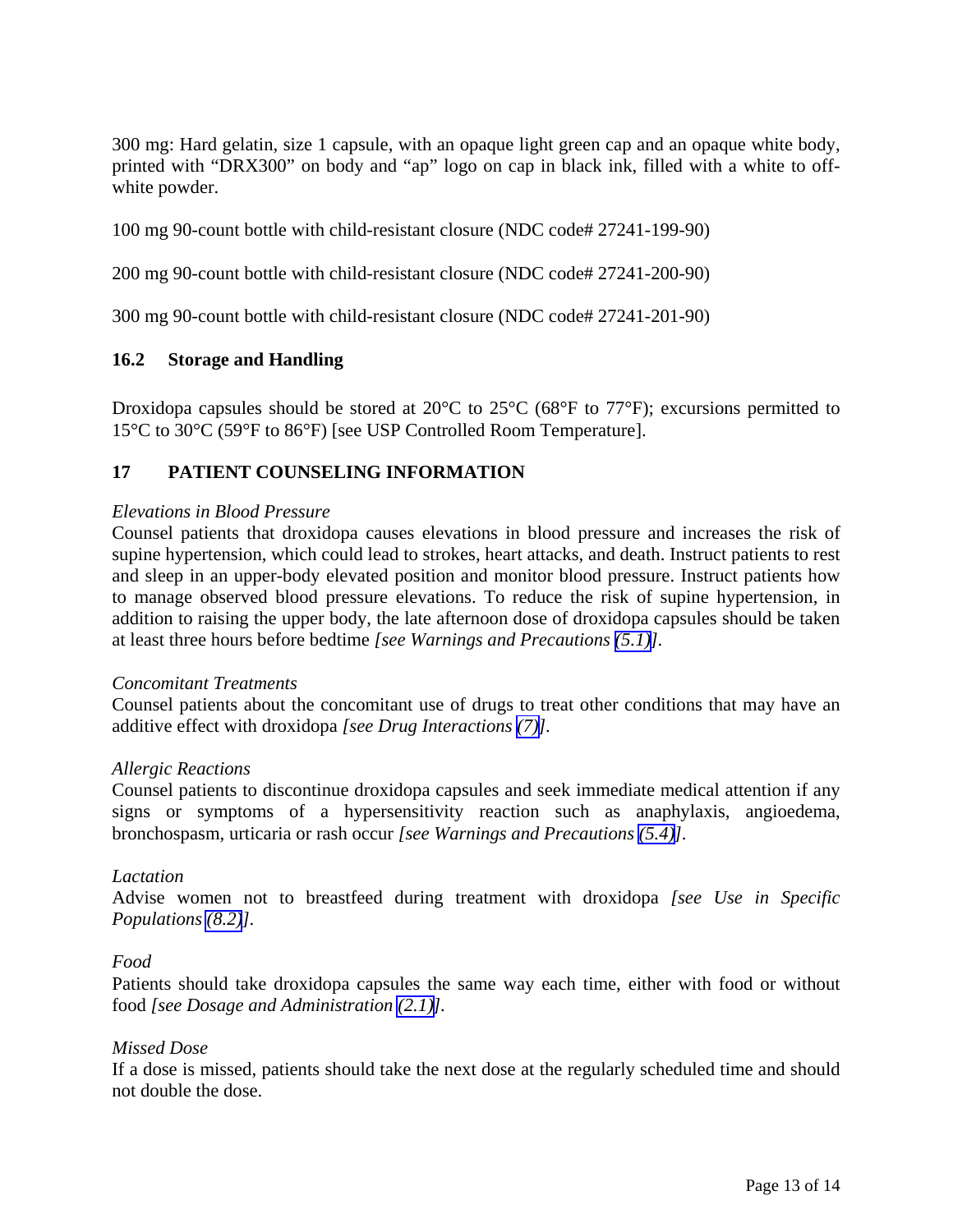300 mg: Hard gelatin, size 1 capsule, with an opaque light green cap and an opaque white body, printed with "DRX300" on body and "ap" logo on cap in black ink, filled with a white to off-white powder.

100 mg 90-count bottle with child-resistant closure (NDC code# 27241-199-90)

200 mg 90-count bottle with child-resistant closure (NDC code# 27241-200-90)

300 mg 90-count bottle with child-resistant closure (NDC code# 27241-201-90)

## 16.2 Storage and Handling

Droxidopa capsules should be stored at 20°C to 25°C (68°F to 77°F); excursions permitted to 15°C to 30°C (59°F to 86°F) [see USP Controlled Room Temperature].

## 17 PATIENT COUNSELING INFORMATION

*Elevations in Blood Pressure*
Counsel patients that droxidopa causes elevations in blood pressure and increases the risk of supine hypertension, which could lead to strokes, heart attacks, and death. Instruct patients to rest and sleep in an upper-body elevated position and monitor blood pressure. Instruct patients how to manage observed blood pressure elevations. To reduce the risk of supine hypertension, in addition to raising the upper body, the late afternoon dose of droxidopa capsules should be taken at least three hours before bedtime *[see Warnings and Precautions (5.1)]*.

*Concomitant Treatments*
Counsel patients about the concomitant use of drugs to treat other conditions that may have an additive effect with droxidopa *[see Drug Interactions (7)]*.

*Allergic Reactions*
Counsel patients to discontinue droxidopa capsules and seek immediate medical attention if any signs or symptoms of a hypersensitivity reaction such as anaphylaxis, angioedema, bronchospasm, urticaria or rash occur *[see Warnings and Precautions (5.4)]*.

*Lactation*
Advise women not to breastfeed during treatment with droxidopa *[see Use in Specific Populations (8.2)]*.

*Food*
Patients should take droxidopa capsules the same way each time, either with food or without food *[see Dosage and Administration (2.1)]*.

*Missed Dose*
If a dose is missed, patients should take the next dose at the regularly scheduled time and should not double the dose.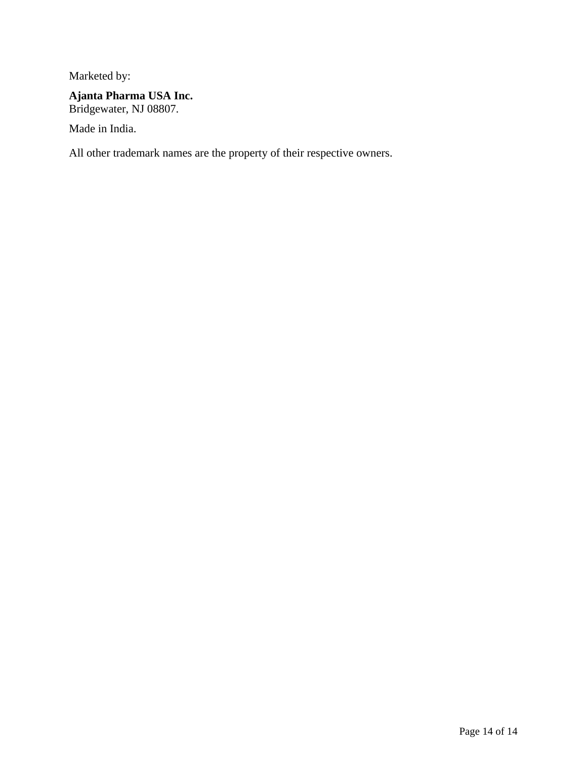Marketed by:

**Ajanta Pharma USA Inc.**
Bridgewater, NJ 08807.

Made in India.

All other trademark names are the property of their respective owners.